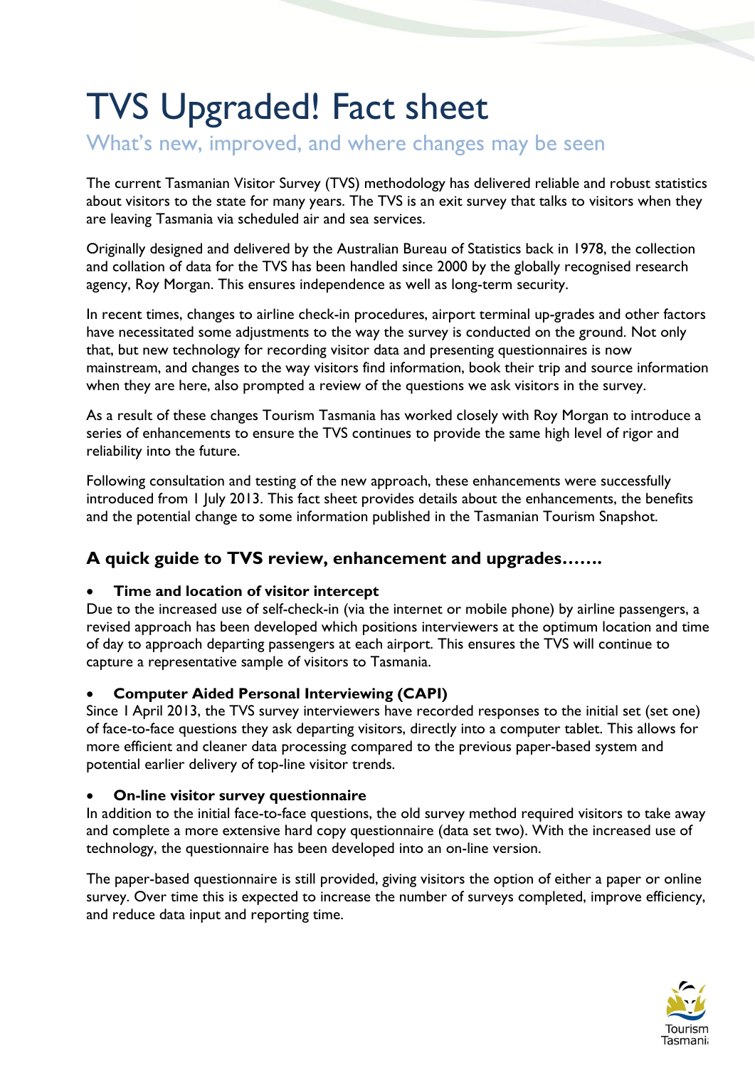# TVS Upgraded! Fact sheet

## What's new, improved, and where changes may be seen

The current Tasmanian Visitor Survey (TVS) methodology has delivered reliable and robust statistics about visitors to the state for many years. The TVS is an exit survey that talks to visitors when they are leaving Tasmania via scheduled air and sea services.

Originally designed and delivered by the Australian Bureau of Statistics back in 1978, the collection and collation of data for the TVS has been handled since 2000 by the globally recognised research agency, Roy Morgan. This ensures independence as well as long-term security.

In recent times, changes to airline check-in procedures, airport terminal up-grades and other factors have necessitated some adjustments to the way the survey is conducted on the ground. Not only that, but new technology for recording visitor data and presenting questionnaires is now mainstream, and changes to the way visitors find information, book their trip and source information when they are here, also prompted a review of the questions we ask visitors in the survey.

As a result of these changes Tourism Tasmania has worked closely with Roy Morgan to introduce a series of enhancements to ensure the TVS continues to provide the same high level of rigor and reliability into the future.

Following consultation and testing of the new approach, these enhancements were successfully introduced from 1 July 2013. This fact sheet provides details about the enhancements, the benefits and the potential change to some information published in the Tasmanian Tourism Snapshot.

### A quick guide to TVS review, enhancement and upgrades…….

- **Time and location of visitor intercept**

Due to the increased use of self-check-in (via the internet or mobile phone) by airline passengers, a revised approach has been developed which positions interviewers at the optimum location and time of day to approach departing passengers at each airport. This ensures the TVS will continue to capture a representative sample of visitors to Tasmania.

- **Computer Aided Personal Interviewing (CAPI)**

Since 1 April 2013, the TVS survey interviewers have recorded responses to the initial set (set one) of face-to-face questions they ask departing visitors, directly into a computer tablet. This allows for more efficient and cleaner data processing compared to the previous paper-based system and potential earlier delivery of top-line visitor trends.

- **On-line visitor survey questionnaire**

In addition to the initial face-to-face questions, the old survey method required visitors to take away and complete a more extensive hard copy questionnaire (data set two). With the increased use of technology, the questionnaire has been developed into an on-line version.

The paper-based questionnaire is still provided, giving visitors the option of either a paper or online survey. Over time this is expected to increase the number of surveys completed, improve efficiency, and reduce data input and reporting time.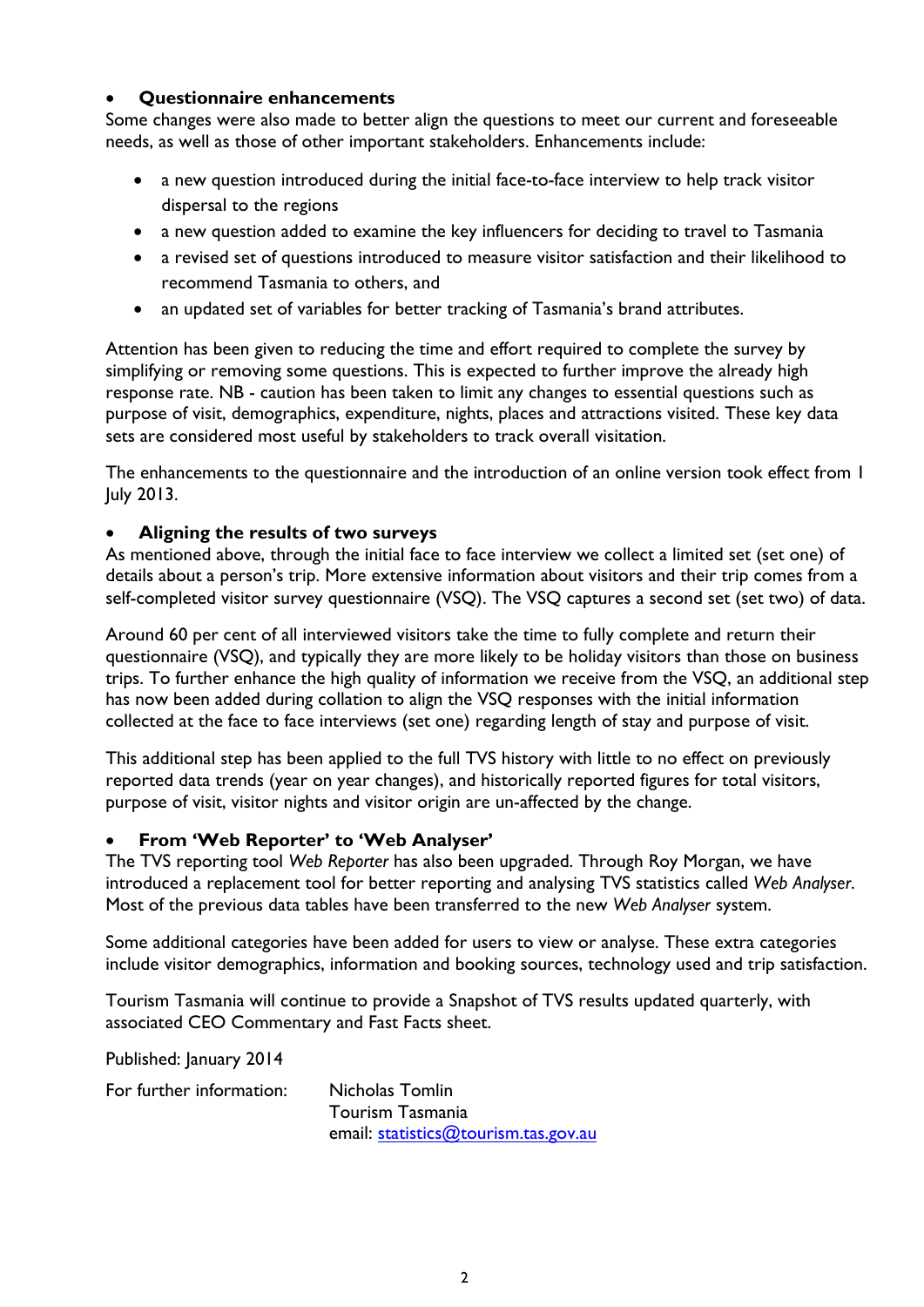- **Questionnaire enhancements**

Some changes were also made to better align the questions to meet our current and foreseeable needs, as well as those of other important stakeholders. Enhancements include:

- a new question introduced during the initial face-to-face interview to help track visitor dispersal to the regions
- a new question added to examine the key influencers for deciding to travel to Tasmania
- a revised set of questions introduced to measure visitor satisfaction and their likelihood to recommend Tasmania to others, and
- an updated set of variables for better tracking of Tasmania's brand attributes.

Attention has been given to reducing the time and effort required to complete the survey by simplifying or removing some questions. This is expected to further improve the already high response rate. NB - caution has been taken to limit any changes to essential questions such as purpose of visit, demographics, expenditure, nights, places and attractions visited. These key data sets are considered most useful by stakeholders to track overall visitation.

The enhancements to the questionnaire and the introduction of an online version took effect from 1 July 2013.

- **Aligning the results of two surveys**

As mentioned above, through the initial face to face interview we collect a limited set (set one) of details about a person's trip. More extensive information about visitors and their trip comes from a self-completed visitor survey questionnaire (VSQ). The VSQ captures a second set (set two) of data.

Around 60 per cent of all interviewed visitors take the time to fully complete and return their questionnaire (VSQ), and typically they are more likely to be holiday visitors than those on business trips. To further enhance the high quality of information we receive from the VSQ, an additional step has now been added during collation to align the VSQ responses with the initial information collected at the face to face interviews (set one) regarding length of stay and purpose of visit.

This additional step has been applied to the full TVS history with little to no effect on previously reported data trends (year on year changes), and historically reported figures for total visitors, purpose of visit, visitor nights and visitor origin are un-affected by the change.

- **From 'Web Reporter' to 'Web Analyser'**

The TVS reporting tool *Web Reporter* has also been upgraded. Through Roy Morgan, we have introduced a replacement tool for better reporting and analysing TVS statistics called *Web Analyser*. Most of the previous data tables have been transferred to the new *Web Analyser* system.

Some additional categories have been added for users to view or analyse. These extra categories include visitor demographics, information and booking sources, technology used and trip satisfaction.

Tourism Tasmania will continue to provide a Snapshot of TVS results updated quarterly, with associated CEO Commentary and Fast Facts sheet.

Published: January 2014

For further information: Nicholas Tomlin  
Tourism Tasmania  
email: statistics@tourism.tas.gov.au